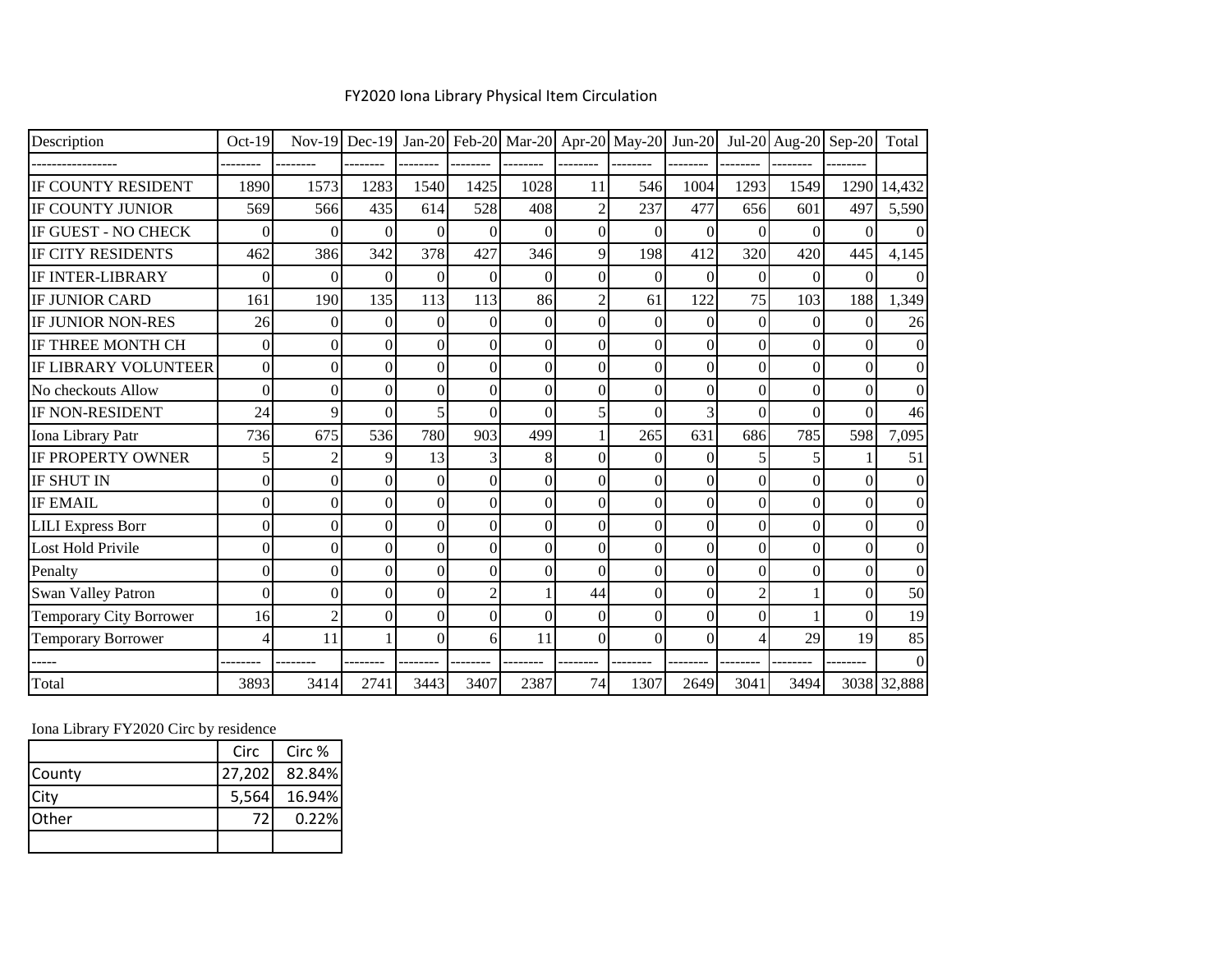# FY2020 Iona Library Physical Item Circulation

| Description | Oct-19 | Nov-19 | Dec-19 | Jan-20 | Feb-20 | Mar-20 | Apr-20 | May-20 | Jun-20 | Jul-20 | Aug-20 | Sep-20 | Total |
|---|---|---|---|---|---|---|---|---|---|---|---|---|---|
| ----------------- | -------- | -------- | -------- | -------- | -------- | -------- | -------- | -------- | -------- | -------- | -------- | -------- | |
| IF COUNTY RESIDENT | 1890 | 1573 | 1283 | 1540 | 1425 | 1028 | 11 | 546 | 1004 | 1293 | 1549 | 1290 | 14,432 |
| IF COUNTY JUNIOR | 569 | 566 | 435 | 614 | 528 | 408 | 2 | 237 | 477 | 656 | 601 | 497 | 5,590 |
| IF GUEST - NO CHECK | 0 | 0 | 0 | 0 | 0 | 0 | 0 | 0 | 0 | 0 | 0 | 0 | 0 |
| IF CITY RESIDENTS | 462 | 386 | 342 | 378 | 427 | 346 | 9 | 198 | 412 | 320 | 420 | 445 | 4,145 |
| IF INTER-LIBRARY | 0 | 0 | 0 | 0 | 0 | 0 | 0 | 0 | 0 | 0 | 0 | 0 | 0 |
| IF JUNIOR CARD | 161 | 190 | 135 | 113 | 113 | 86 | 2 | 61 | 122 | 75 | 103 | 188 | 1,349 |
| IF JUNIOR NON-RES | 26 | 0 | 0 | 0 | 0 | 0 | 0 | 0 | 0 | 0 | 0 | 0 | 26 |
| IF THREE MONTH CH | 0 | 0 | 0 | 0 | 0 | 0 | 0 | 0 | 0 | 0 | 0 | 0 | 0 |
| IF LIBRARY VOLUNTEER | 0 | 0 | 0 | 0 | 0 | 0 | 0 | 0 | 0 | 0 | 0 | 0 | 0 |
| No checkouts Allow | 0 | 0 | 0 | 0 | 0 | 0 | 0 | 0 | 0 | 0 | 0 | 0 | 0 |
| IF NON-RESIDENT | 24 | 9 | 0 | 5 | 0 | 0 | 5 | 0 | 3 | 0 | 0 | 0 | 46 |
| Iona Library Patr | 736 | 675 | 536 | 780 | 903 | 499 | 1 | 265 | 631 | 686 | 785 | 598 | 7,095 |
| IF PROPERTY OWNER | 5 | 2 | 9 | 13 | 3 | 8 | 0 | 0 | 0 | 5 | 5 | 1 | 51 |
| IF SHUT IN | 0 | 0 | 0 | 0 | 0 | 0 | 0 | 0 | 0 | 0 | 0 | 0 | 0 |
| IF EMAIL | 0 | 0 | 0 | 0 | 0 | 0 | 0 | 0 | 0 | 0 | 0 | 0 | 0 |
| LILI Express Borr | 0 | 0 | 0 | 0 | 0 | 0 | 0 | 0 | 0 | 0 | 0 | 0 | 0 |
| Lost Hold Privile | 0 | 0 | 0 | 0 | 0 | 0 | 0 | 0 | 0 | 0 | 0 | 0 | 0 |
| Penalty | 0 | 0 | 0 | 0 | 0 | 0 | 0 | 0 | 0 | 0 | 0 | 0 | 0 |
| Swan Valley Patron | 0 | 0 | 0 | 0 | 2 | 1 | 44 | 0 | 0 | 2 | 1 | 0 | 50 |
| Temporary City Borrower | 16 | 2 | 0 | 0 | 0 | 0 | 0 | 0 | 0 | 0 | 1 | 0 | 19 |
| Temporary Borrower | 4 | 11 | 1 | 0 | 6 | 11 | 0 | 0 | 0 | 4 | 29 | 19 | 85 |
| ----- | -------- | -------- | -------- | -------- | -------- | -------- | -------- | -------- | -------- | -------- | -------- | -------- | 0 |
| Total | 3893 | 3414 | 2741 | 3443 | 3407 | 2387 | 74 | 1307 | 2649 | 3041 | 3494 | 3038 | 32,888 |

Iona Library FY2020 Circ by residence

| | Circ | Circ % |
|---|---|---|
| County | 27,202 | 82.84% |
| City | 5,564 | 16.94% |
| Other | 72 | 0.22% |
| | | |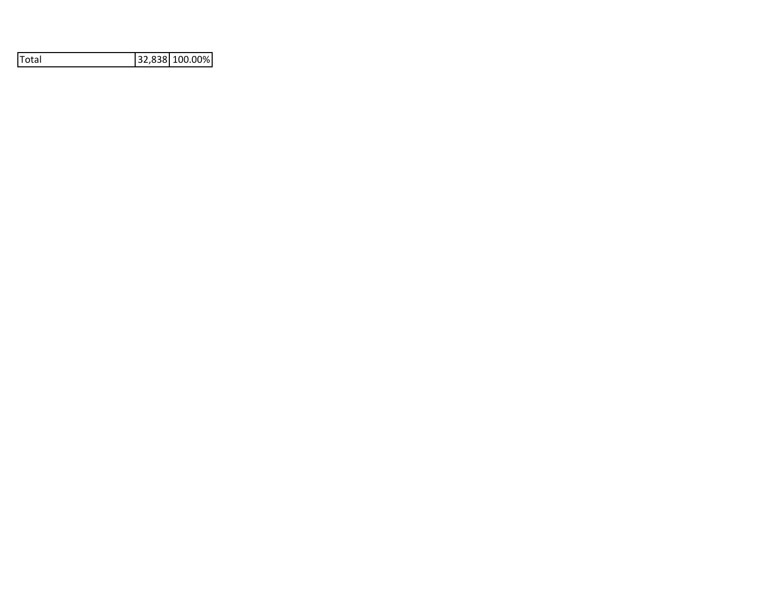| | | |
|---|---|---|
| Total | 32,838 | 100.00% |